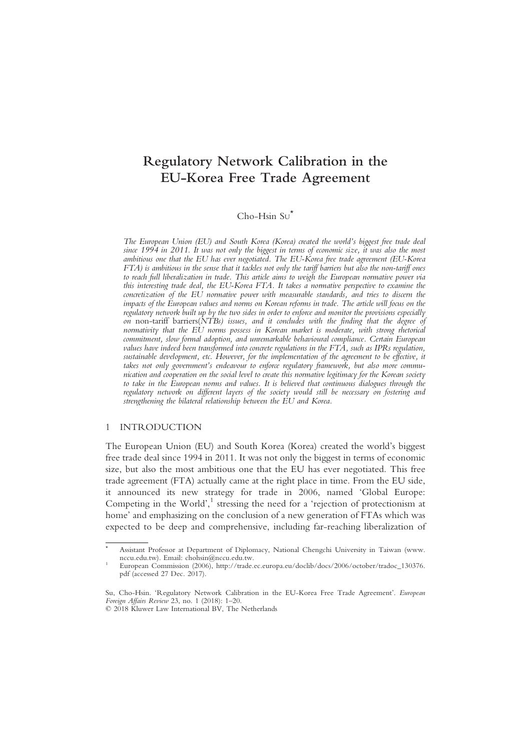# Regulatory Network Calibration in the EU-Korea Free Trade Agreement

Cho-Hsin Su*

*The European Union (EU) and South Korea (Korea) created the world's biggest free trade deal since 1994 in 2011. It was not only the biggest in terms of economic size, it was also the most ambitious one that the EU has ever negotiated. The EU-Korea free trade agreement (EU-Korea FTA) is ambitious in the sense that it tackles not only the tariff barriers but also the non-tariff ones to reach full liberalization in trade. This article aims to weigh the European normative power via this interesting trade deal, the EU-Korea FTA. It takes a normative perspective to examine the concretization of the EU normative power with measurable standards, and tries to discern the impacts of the European values and norms on Korean reforms in trade. The article will focus on the regulatory network built up by the two sides in order to enforce and monitor the provisions especially on* non-tariff barriers*(NTBs) issues, and it concludes with the finding that the degree of normativity that the EU norms possess in Korean market is moderate, with strong rhetorical commitment, slow formal adoption, and unremarkable behavioural compliance. Certain European values have indeed been transformed into concrete regulations in the FTA, such as IPRs regulation, sustainable development, etc. However, for the implementation of the agreement to be effective, it takes not only government's endeavour to enforce regulatory framework, but also more communication and cooperation on the social level to create this normative legitimacy for the Korean society to take in the European norms and values. It is believed that continuous dialogues through the regulatory network on different layers of the society would still be necessary on fostering and strengthening the bilateral relationship between the EU and Korea.*

## 1 INTRODUCTION

The European Union (EU) and South Korea (Korea) created the world's biggest free trade deal since 1994 in 2011. It was not only the biggest in terms of economic size, but also the most ambitious one that the EU has ever negotiated. This free trade agreement (FTA) actually came at the right place in time. From the EU side, it announced its new strategy for trade in 2006, named 'Global Europe: Competing in the World',[1] stressing the need for a 'rejection of protectionism at home' and emphasizing on the conclusion of a new generation of FTAs which was expected to be deep and comprehensive, including far-reaching liberalization of

---

\* Assistant Professor at Department of Diplomacy, National Chengchi University in Taiwan (www.nccu.edu.tw). Email: chohsin@nccu.edu.tw.

[1] European Commission (2006), http://trade.ec.europa.eu/doclib/docs/2006/october/tradoc_130376.pdf (accessed 27 Dec. 2017).

Su, Cho-Hsin. 'Regulatory Network Calibration in the EU-Korea Free Trade Agreement'. *European Foreign Affairs Review* 23, no. 1 (2018): 1–20.
© 2018 Kluwer Law International BV, The Netherlands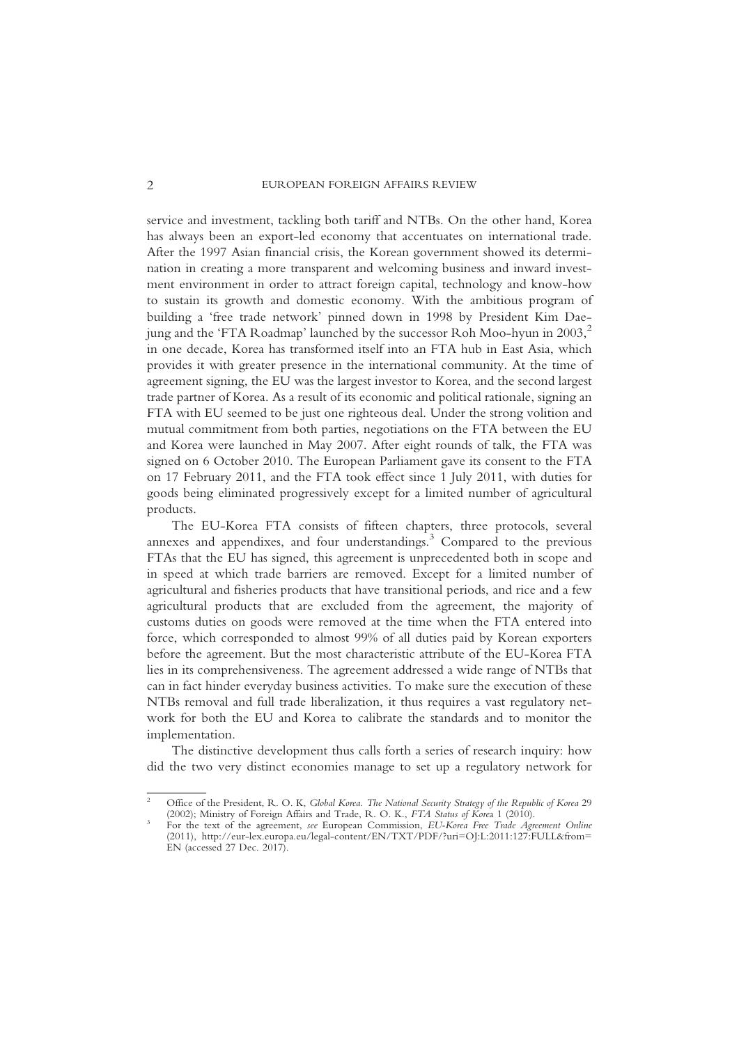service and investment, tackling both tariff and NTBs. On the other hand, Korea has always been an export-led economy that accentuates on international trade. After the 1997 Asian financial crisis, the Korean government showed its determination in creating a more transparent and welcoming business and inward investment environment in order to attract foreign capital, technology and know-how to sustain its growth and domestic economy. With the ambitious program of building a 'free trade network' pinned down in 1998 by President Kim Dae-jung and the 'FTA Roadmap' launched by the successor Roh Moo-hyun in 2003,[2] in one decade, Korea has transformed itself into an FTA hub in East Asia, which provides it with greater presence in the international community. At the time of agreement signing, the EU was the largest investor to Korea, and the second largest trade partner of Korea. As a result of its economic and political rationale, signing an FTA with EU seemed to be just one righteous deal. Under the strong volition and mutual commitment from both parties, negotiations on the FTA between the EU and Korea were launched in May 2007. After eight rounds of talk, the FTA was signed on 6 October 2010. The European Parliament gave its consent to the FTA on 17 February 2011, and the FTA took effect since 1 July 2011, with duties for goods being eliminated progressively except for a limited number of agricultural products.

The EU-Korea FTA consists of fifteen chapters, three protocols, several annexes and appendixes, and four understandings.[3] Compared to the previous FTAs that the EU has signed, this agreement is unprecedented both in scope and in speed at which trade barriers are removed. Except for a limited number of agricultural and fisheries products that have transitional periods, and rice and a few agricultural products that are excluded from the agreement, the majority of customs duties on goods were removed at the time when the FTA entered into force, which corresponded to almost 99% of all duties paid by Korean exporters before the agreement. But the most characteristic attribute of the EU-Korea FTA lies in its comprehensiveness. The agreement addressed a wide range of NTBs that can in fact hinder everyday business activities. To make sure the execution of these NTBs removal and full trade liberalization, it thus requires a vast regulatory network for both the EU and Korea to calibrate the standards and to monitor the implementation.

The distinctive development thus calls forth a series of research inquiry: how did the two very distinct economies manage to set up a regulatory network for

---

[2] Office of the President, R. O. K, *Global Korea. The National Security Strategy of the Republic of Korea* 29 (2002); Ministry of Foreign Affairs and Trade, R. O. K., *FTA Status of Korea* 1 (2010).

[3] For the text of the agreement, *see* European Commission, *EU-Korea Free Trade Agreement Online* (2011), http://eur-lex.europa.eu/legal-content/EN/TXT/PDF/?uri=OJ:L:2011:127:FULL&from=EN (accessed 27 Dec. 2017).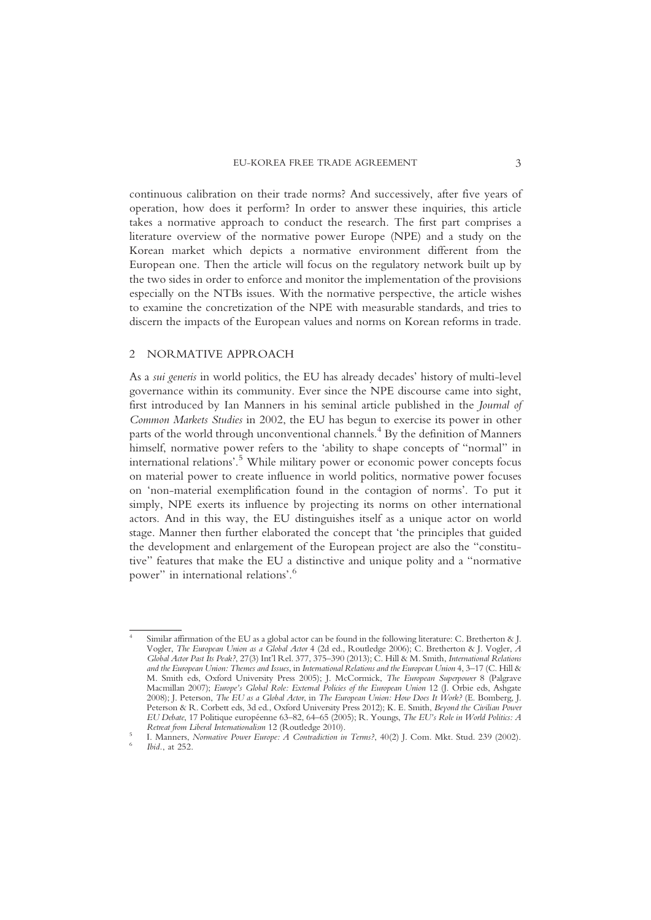continuous calibration on their trade norms? And successively, after five years of operation, how does it perform? In order to answer these inquiries, this article takes a normative approach to conduct the research. The first part comprises a literature overview of the normative power Europe (NPE) and a study on the Korean market which depicts a normative environment different from the European one. Then the article will focus on the regulatory network built up by the two sides in order to enforce and monitor the implementation of the provisions especially on the NTBs issues. With the normative perspective, the article wishes to examine the concretization of the NPE with measurable standards, and tries to discern the impacts of the European values and norms on Korean reforms in trade.

## 2 NORMATIVE APPROACH

As a *sui generis* in world politics, the EU has already decades' history of multi-level governance within its community. Ever since the NPE discourse came into sight, first introduced by Ian Manners in his seminal article published in the *Journal of Common Markets Studies* in 2002, the EU has begun to exercise its power in other parts of the world through unconventional channels.[4] By the definition of Manners himself, normative power refers to the 'ability to shape concepts of "normal" in international relations'.[5] While military power or economic power concepts focus on material power to create influence in world politics, normative power focuses on 'non-material exemplification found in the contagion of norms'. To put it simply, NPE exerts its influence by projecting its norms on other international actors. And in this way, the EU distinguishes itself as a unique actor on world stage. Manner then further elaborated the concept that 'the principles that guided the development and enlargement of the European project are also the "constitutive" features that make the EU a distinctive and unique polity and a "normative power" in international relations'.[6]

---

[4] Similar affirmation of the EU as a global actor can be found in the following literature: C. Bretherton & J. Vogler, *The European Union as a Global Actor* 4 (2d ed., Routledge 2006); C. Bretherton & J. Vogler, *A Global Actor Past Its Peak?*, 27(3) Int'l Rel. 377, 375–390 (2013); C. Hill & M. Smith, *International Relations and the European Union: Themes and Issues*, in *International Relations and the European Union* 4, 3–17 (C. Hill & M. Smith eds, Oxford University Press 2005); J. McCormick, *The European Superpower* 8 (Palgrave Macmillan 2007); *Europe's Global Role: External Policies of the European Union* 12 (J. Orbie eds, Ashgate 2008); J. Peterson, *The EU as a Global Actor*, in *The European Union: How Does It Work?* (E. Bomberg, J. Peterson & R. Corbett eds, 3d ed., Oxford University Press 2012); K. E. Smith, *Beyond the Civilian Power EU Debate*, 17 Politique européenne 63–82, 64–65 (2005); R. Youngs, *The EU's Role in World Politics: A Retreat from Liberal Internationalism* 12 (Routledge 2010).

[5] I. Manners, *Normative Power Europe: A Contradiction in Terms?*, 40(2) J. Com. Mkt. Stud. 239 (2002).

[6] *Ibid.*, at 252.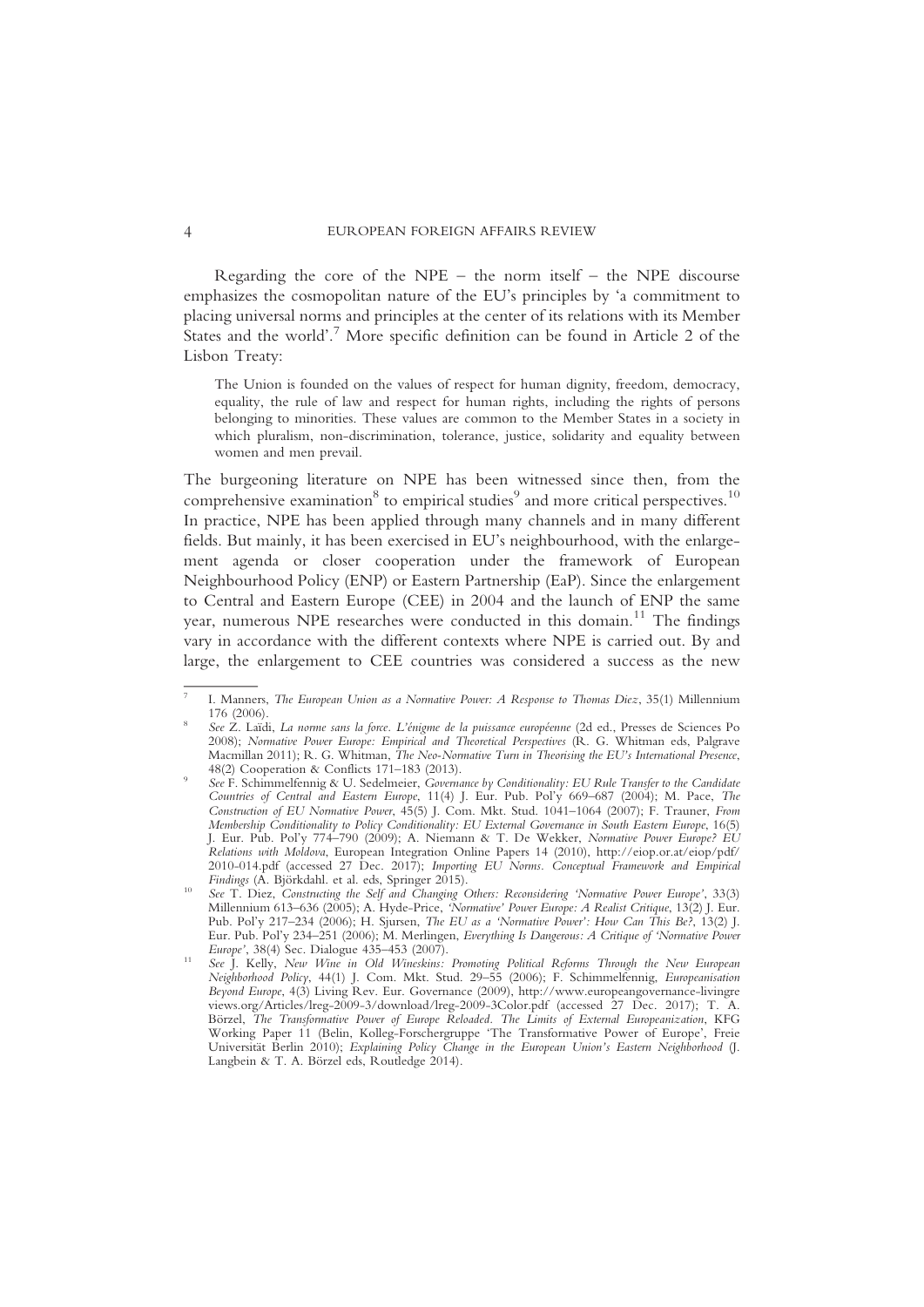Regarding the core of the NPE – the norm itself – the NPE discourse emphasizes the cosmopolitan nature of the EU's principles by 'a commitment to placing universal norms and principles at the center of its relations with its Member States and the world'.[7] More specific definition can be found in Article 2 of the Lisbon Treaty:

> The Union is founded on the values of respect for human dignity, freedom, democracy, equality, the rule of law and respect for human rights, including the rights of persons belonging to minorities. These values are common to the Member States in a society in which pluralism, non-discrimination, tolerance, justice, solidarity and equality between women and men prevail.

The burgeoning literature on NPE has been witnessed since then, from the comprehensive examination[8] to empirical studies[9] and more critical perspectives.[10] In practice, NPE has been applied through many channels and in many different fields. But mainly, it has been exercised in EU's neighbourhood, with the enlargement agenda or closer cooperation under the framework of European Neighbourhood Policy (ENP) or Eastern Partnership (EaP). Since the enlargement to Central and Eastern Europe (CEE) in 2004 and the launch of ENP the same year, numerous NPE researches were conducted in this domain.[11] The findings vary in accordance with the different contexts where NPE is carried out. By and large, the enlargement to CEE countries was considered a success as the new

---

[7] I. Manners, *The European Union as a Normative Power: A Response to Thomas Diez*, 35(1) Millennium 176 (2006).

[8] *See* Z. Laïdi, *La norme sans la force. L'énigme de la puissance européenne* (2d ed., Presses de Sciences Po 2008); *Normative Power Europe: Empirical and Theoretical Perspectives* (R. G. Whitman eds, Palgrave Macmillan 2011); R. G. Whitman, *The Neo-Normative Turn in Theorising the EU's International Presence*, 48(2) Cooperation & Conflicts 171–183 (2013).

[9] *See* F. Schimmelfennig & U. Sedelmeier, *Governance by Conditionality: EU Rule Transfer to the Candidate Countries of Central and Eastern Europe*, 11(4) J. Eur. Pub. Pol'y 669–687 (2004); M. Pace, *The Construction of EU Normative Power*, 45(5) J. Com. Mkt. Stud. 1041–1064 (2007); F. Trauner, *From Membership Conditionality to Policy Conditionality: EU External Governance in South Eastern Europe*, 16(5) J. Eur. Pub. Pol'y 774–790 (2009); A. Niemann & T. De Wekker, *Normative Power Europe? EU Relations with Moldova*, European Integration Online Papers 14 (2010), http://eiop.or.at/eiop/pdf/2010-014.pdf (accessed 27 Dec. 2017); *Importing EU Norms. Conceptual Framework and Empirical Findings* (A. Björkdahl. et al. eds, Springer 2015).

[10] *See* T. Diez, *Constructing the Self and Changing Others: Reconsidering 'Normative Power Europe'*, 33(3) Millennium 613–636 (2005); A. Hyde-Price, *'Normative' Power Europe: A Realist Critique*, 13(2) J. Eur. Pub. Pol'y 217–234 (2006); H. Sjursen, *The EU as a 'Normative Power': How Can This Be?*, 13(2) J. Eur. Pub. Pol'y 234–251 (2006); M. Merlingen, *Everything Is Dangerous: A Critique of 'Normative Power Europe'*, 38(4) Sec. Dialogue 435–453 (2007).

[11] *See* J. Kelly, *New Wine in Old Wineskins: Promoting Political Reforms Through the New European Neighborhood Policy*, 44(1) J. Com. Mkt. Stud. 29–55 (2006); F. Schimmelfennig, *Europeanisation Beyond Europe*, 4(3) Living Rev. Eur. Governance (2009), http://www.europeangovernance-livingreviews.org/Articles/lreg-2009-3/download/lreg-2009-3Color.pdf (accessed 27 Dec. 2017); T. A. Börzel, *The Transformative Power of Europe Reloaded. The Limits of External Europeanization*, KFG Working Paper 11 (Belin, Kolleg-Forschergruppe 'The Transformative Power of Europe', Freie Universität Berlin 2010); *Explaining Policy Change in the European Union's Eastern Neighborhood* (J. Langbein & T. A. Börzel eds, Routledge 2014).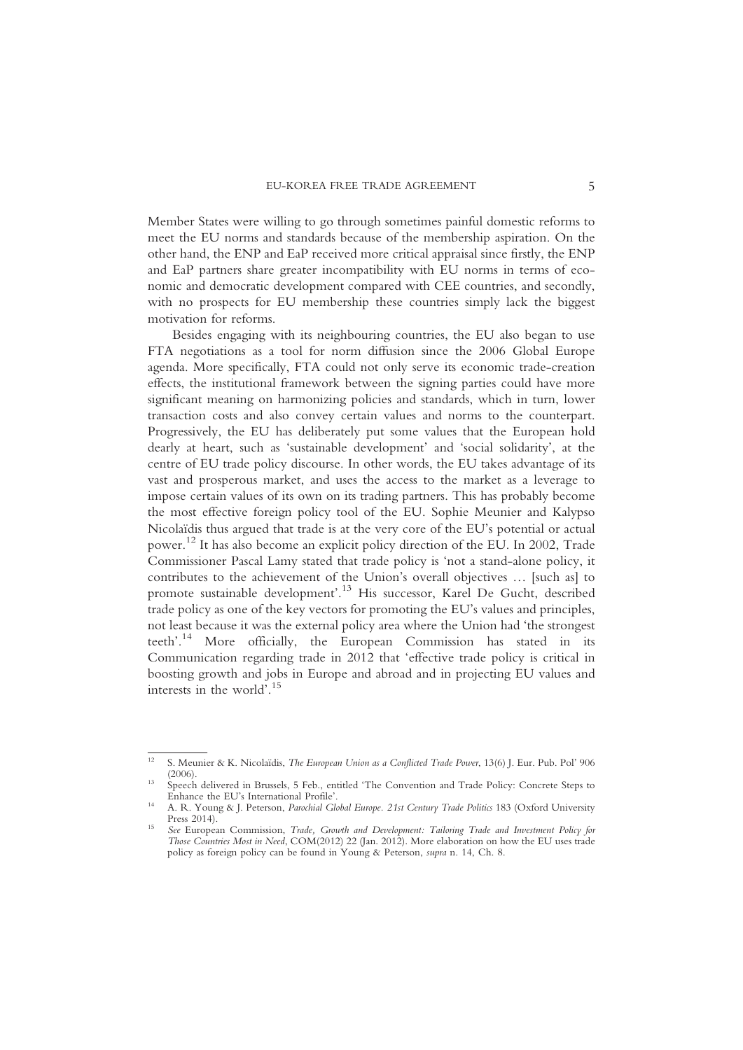Member States were willing to go through sometimes painful domestic reforms to meet the EU norms and standards because of the membership aspiration. On the other hand, the ENP and EaP received more critical appraisal since firstly, the ENP and EaP partners share greater incompatibility with EU norms in terms of economic and democratic development compared with CEE countries, and secondly, with no prospects for EU membership these countries simply lack the biggest motivation for reforms.

Besides engaging with its neighbouring countries, the EU also began to use FTA negotiations as a tool for norm diffusion since the 2006 Global Europe agenda. More specifically, FTA could not only serve its economic trade-creation effects, the institutional framework between the signing parties could have more significant meaning on harmonizing policies and standards, which in turn, lower transaction costs and also convey certain values and norms to the counterpart. Progressively, the EU has deliberately put some values that the European hold dearly at heart, such as 'sustainable development' and 'social solidarity', at the centre of EU trade policy discourse. In other words, the EU takes advantage of its vast and prosperous market, and uses the access to the market as a leverage to impose certain values of its own on its trading partners. This has probably become the most effective foreign policy tool of the EU. Sophie Meunier and Kalypso Nicolaïdis thus argued that trade is at the very core of the EU's potential or actual power.[12] It has also become an explicit policy direction of the EU. In 2002, Trade Commissioner Pascal Lamy stated that trade policy is 'not a stand-alone policy, it contributes to the achievement of the Union's overall objectives … [such as] to promote sustainable development'.[13] His successor, Karel De Gucht, described trade policy as one of the key vectors for promoting the EU's values and principles, not least because it was the external policy area where the Union had 'the strongest teeth'.[14] More officially, the European Commission has stated in its Communication regarding trade in 2012 that 'effective trade policy is critical in boosting growth and jobs in Europe and abroad and in projecting EU values and interests in the world'.[15]

---

[12] S. Meunier & K. Nicolaïdis, *The European Union as a Conflicted Trade Power*, 13(6) J. Eur. Pub. Pol' 906 (2006).

[13] Speech delivered in Brussels, 5 Feb., entitled 'The Convention and Trade Policy: Concrete Steps to Enhance the EU's International Profile'.

[14] A. R. Young & J. Peterson, *Parochial Global Europe. 21st Century Trade Politics* 183 (Oxford University Press 2014).

[15] *See* European Commission, *Trade, Growth and Development: Tailoring Trade and Investment Policy for Those Countries Most in Need*, COM(2012) 22 (Jan. 2012). More elaboration on how the EU uses trade policy as foreign policy can be found in Young & Peterson, *supra* n. 14, Ch. 8.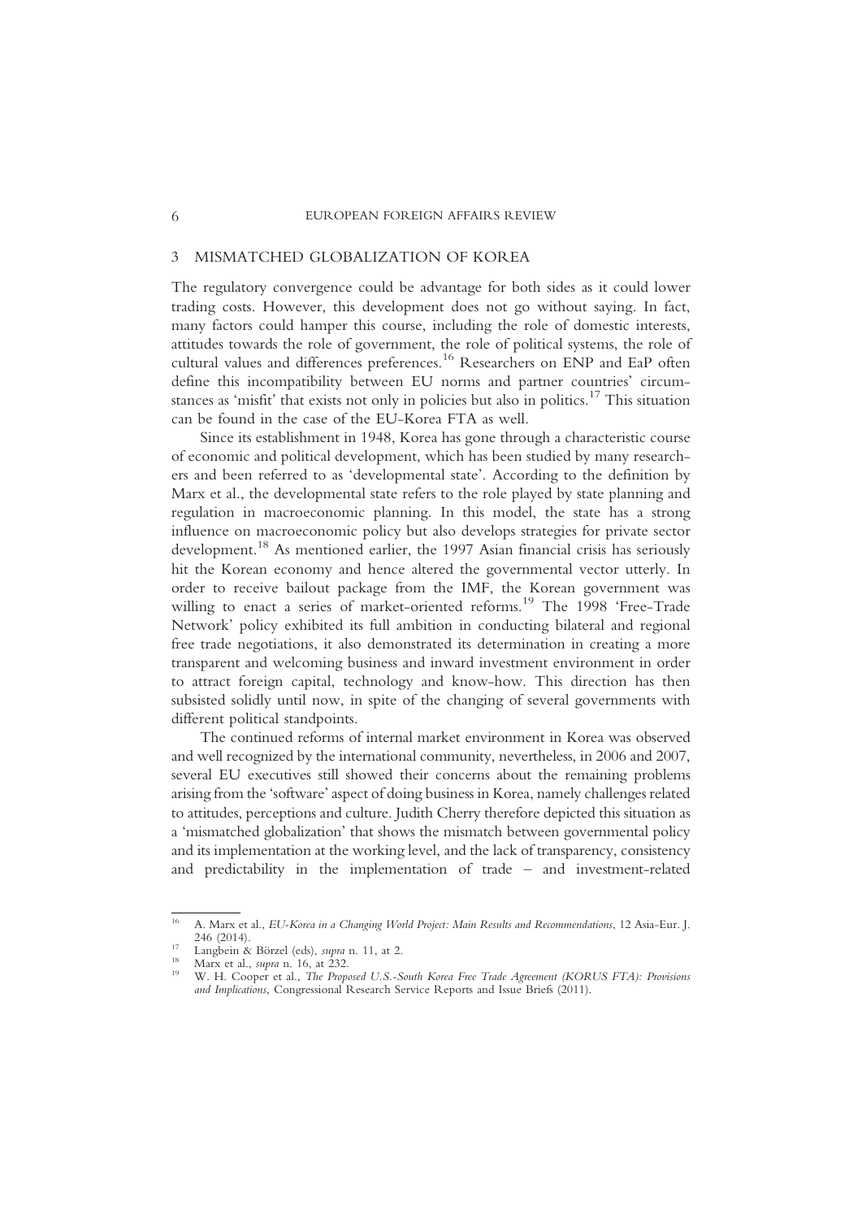## 3 MISMATCHED GLOBALIZATION OF KOREA

The regulatory convergence could be advantage for both sides as it could lower trading costs. However, this development does not go without saying. In fact, many factors could hamper this course, including the role of domestic interests, attitudes towards the role of government, the role of political systems, the role of cultural values and differences preferences.[16] Researchers on ENP and EaP often define this incompatibility between EU norms and partner countries' circumstances as 'misfit' that exists not only in policies but also in politics.[17] This situation can be found in the case of the EU-Korea FTA as well.

Since its establishment in 1948, Korea has gone through a characteristic course of economic and political development, which has been studied by many researchers and been referred to as 'developmental state'. According to the definition by Marx et al., the developmental state refers to the role played by state planning and regulation in macroeconomic planning. In this model, the state has a strong influence on macroeconomic policy but also develops strategies for private sector development.[18] As mentioned earlier, the 1997 Asian financial crisis has seriously hit the Korean economy and hence altered the governmental vector utterly. In order to receive bailout package from the IMF, the Korean government was willing to enact a series of market-oriented reforms.[19] The 1998 'Free-Trade Network' policy exhibited its full ambition in conducting bilateral and regional free trade negotiations, it also demonstrated its determination in creating a more transparent and welcoming business and inward investment environment in order to attract foreign capital, technology and know-how. This direction has then subsisted solidly until now, in spite of the changing of several governments with different political standpoints.

The continued reforms of internal market environment in Korea was observed and well recognized by the international community, nevertheless, in 2006 and 2007, several EU executives still showed their concerns about the remaining problems arising from the 'software' aspect of doing business in Korea, namely challenges related to attitudes, perceptions and culture. Judith Cherry therefore depicted this situation as a 'mismatched globalization' that shows the mismatch between governmental policy and its implementation at the working level, and the lack of transparency, consistency and predictability in the implementation of trade – and investment-related

---

[16] A. Marx et al., *EU-Korea in a Changing World Project: Main Results and Recommendations*, 12 Asia-Eur. J. 246 (2014).

[17] Langbein & Börzel (eds), *supra* n. 11, at 2.

[18] Marx et al., *supra* n. 16, at 232.

[19] W. H. Cooper et al., *The Proposed U.S.-South Korea Free Trade Agreement (KORUS FTA): Provisions and Implications*, Congressional Research Service Reports and Issue Briefs (2011).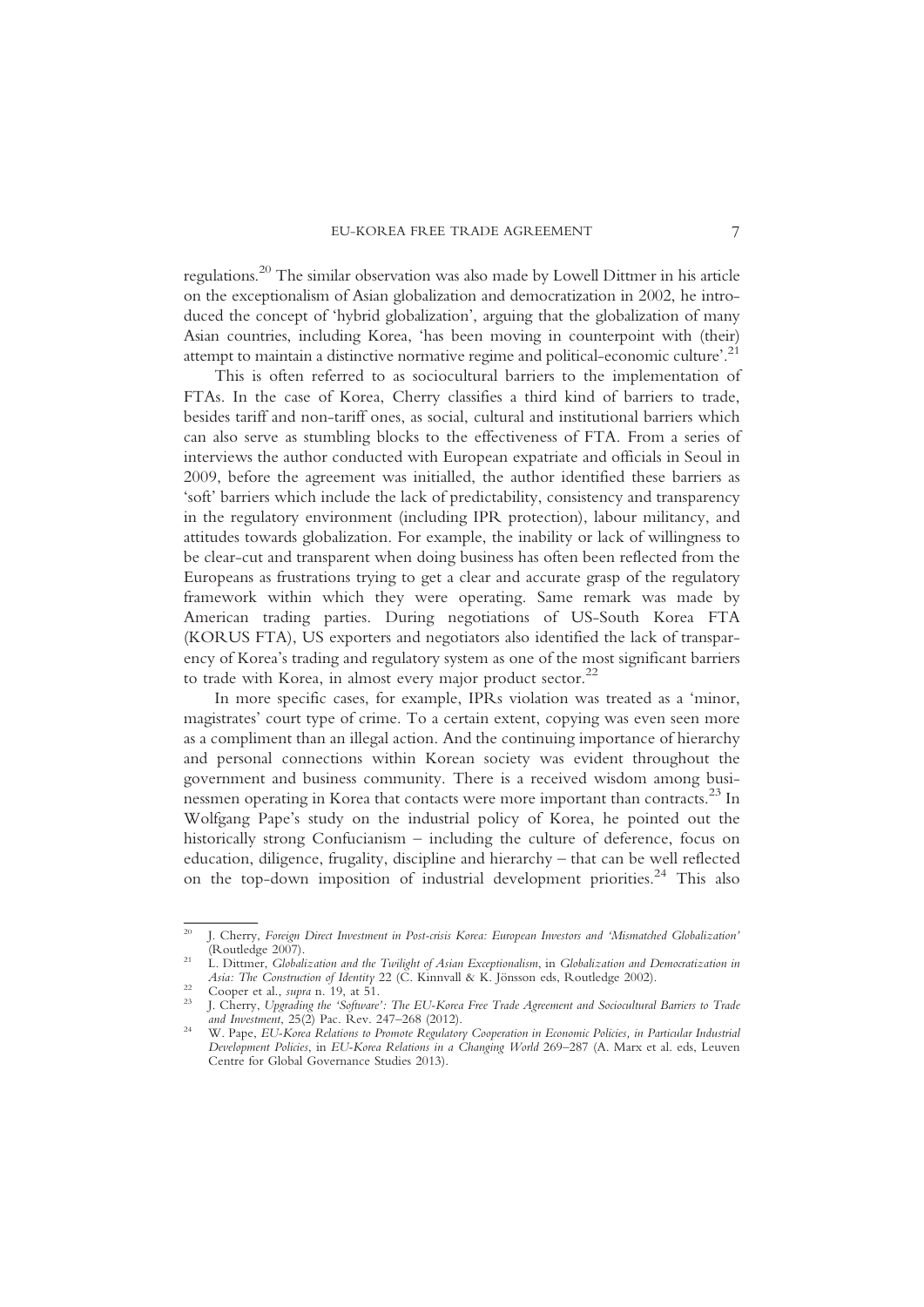regulations.[20] The similar observation was also made by Lowell Dittmer in his article on the exceptionalism of Asian globalization and democratization in 2002, he introduced the concept of 'hybrid globalization', arguing that the globalization of many Asian countries, including Korea, 'has been moving in counterpoint with (their) attempt to maintain a distinctive normative regime and political-economic culture'.[21]

This is often referred to as sociocultural barriers to the implementation of FTAs. In the case of Korea, Cherry classifies a third kind of barriers to trade, besides tariff and non-tariff ones, as social, cultural and institutional barriers which can also serve as stumbling blocks to the effectiveness of FTA. From a series of interviews the author conducted with European expatriate and officials in Seoul in 2009, before the agreement was initialled, the author identified these barriers as 'soft' barriers which include the lack of predictability, consistency and transparency in the regulatory environment (including IPR protection), labour militancy, and attitudes towards globalization. For example, the inability or lack of willingness to be clear-cut and transparent when doing business has often been reflected from the Europeans as frustrations trying to get a clear and accurate grasp of the regulatory framework within which they were operating. Same remark was made by American trading parties. During negotiations of US-South Korea FTA (KORUS FTA), US exporters and negotiators also identified the lack of transparency of Korea's trading and regulatory system as one of the most significant barriers to trade with Korea, in almost every major product sector.[22]

In more specific cases, for example, IPRs violation was treated as a 'minor, magistrates' court type of crime. To a certain extent, copying was even seen more as a compliment than an illegal action. And the continuing importance of hierarchy and personal connections within Korean society was evident throughout the government and business community. There is a received wisdom among businessmen operating in Korea that contacts were more important than contracts.[23] In Wolfgang Pape's study on the industrial policy of Korea, he pointed out the historically strong Confucianism – including the culture of deference, focus on education, diligence, frugality, discipline and hierarchy – that can be well reflected on the top-down imposition of industrial development priorities.[24] This also

---

[20] J. Cherry, *Foreign Direct Investment in Post-crisis Korea: European Investors and 'Mismatched Globalization'* (Routledge 2007).

[21] L. Dittmer, *Globalization and the Twilight of Asian Exceptionalism*, in *Globalization and Democratization in Asia: The Construction of Identity* 22 (C. Kinnvall & K. Jönsson eds, Routledge 2002).

[22] Cooper et al., *supra* n. 19, at 51.

[23] J. Cherry, *Upgrading the 'Software': The EU-Korea Free Trade Agreement and Sociocultural Barriers to Trade and Investment*, 25(2) Pac. Rev. 247–268 (2012).

[24] W. Pape, *EU-Korea Relations to Promote Regulatory Cooperation in Economic Policies, in Particular Industrial Development Policies*, in *EU-Korea Relations in a Changing World* 269–287 (A. Marx et al. eds, Leuven Centre for Global Governance Studies 2013).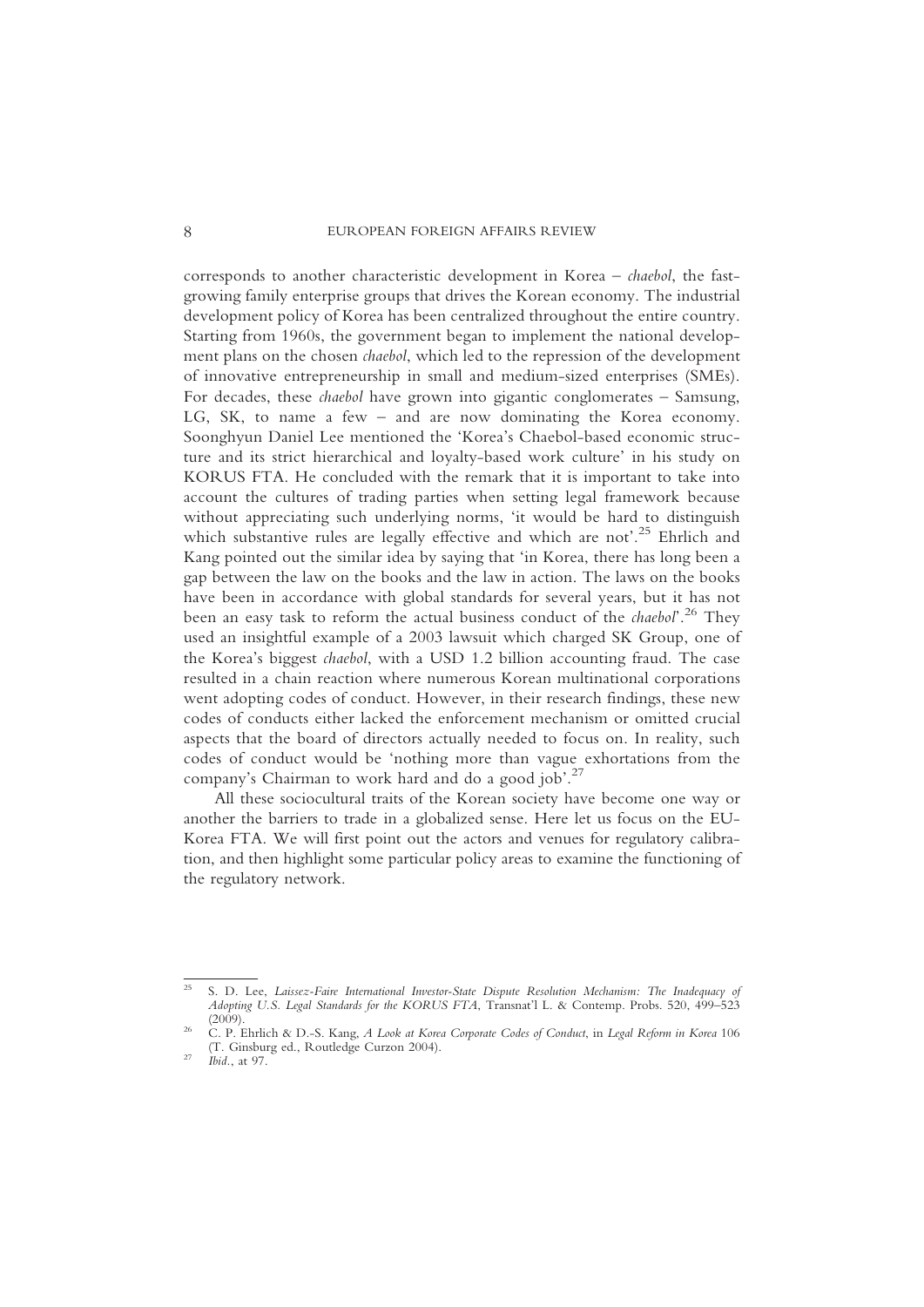corresponds to another characteristic development in Korea – *chaebol*, the fast-growing family enterprise groups that drives the Korean economy. The industrial development policy of Korea has been centralized throughout the entire country. Starting from 1960s, the government began to implement the national development plans on the chosen *chaebol*, which led to the repression of the development of innovative entrepreneurship in small and medium-sized enterprises (SMEs). For decades, these *chaebol* have grown into gigantic conglomerates – Samsung, LG, SK, to name a few – and are now dominating the Korea economy. Soonghyun Daniel Lee mentioned the 'Korea's Chaebol-based economic structure and its strict hierarchical and loyalty-based work culture' in his study on KORUS FTA. He concluded with the remark that it is important to take into account the cultures of trading parties when setting legal framework because without appreciating such underlying norms, 'it would be hard to distinguish which substantive rules are legally effective and which are not'.[25] Ehrlich and Kang pointed out the similar idea by saying that 'in Korea, there has long been a gap between the law on the books and the law in action. The laws on the books have been in accordance with global standards for several years, but it has not been an easy task to reform the actual business conduct of the *chaebol*'.[26] They used an insightful example of a 2003 lawsuit which charged SK Group, one of the Korea's biggest *chaebol*, with a USD 1.2 billion accounting fraud. The case resulted in a chain reaction where numerous Korean multinational corporations went adopting codes of conduct. However, in their research findings, these new codes of conducts either lacked the enforcement mechanism or omitted crucial aspects that the board of directors actually needed to focus on. In reality, such codes of conduct would be 'nothing more than vague exhortations from the company's Chairman to work hard and do a good job'.[27]

All these sociocultural traits of the Korean society have become one way or another the barriers to trade in a globalized sense. Here let us focus on the EU-Korea FTA. We will first point out the actors and venues for regulatory calibration, and then highlight some particular policy areas to examine the functioning of the regulatory network.

---

[25] S. D. Lee, *Laissez-Faire International Investor-State Dispute Resolution Mechanism: The Inadequacy of Adopting U.S. Legal Standards for the KORUS FTA*, Transnat'l L. & Contemp. Probs. 520, 499–523 (2009).

[26] C. P. Ehrlich & D.-S. Kang, *A Look at Korea Corporate Codes of Conduct*, in *Legal Reform in Korea* 106 (T. Ginsburg ed., Routledge Curzon 2004).

[27] *Ibid.*, at 97.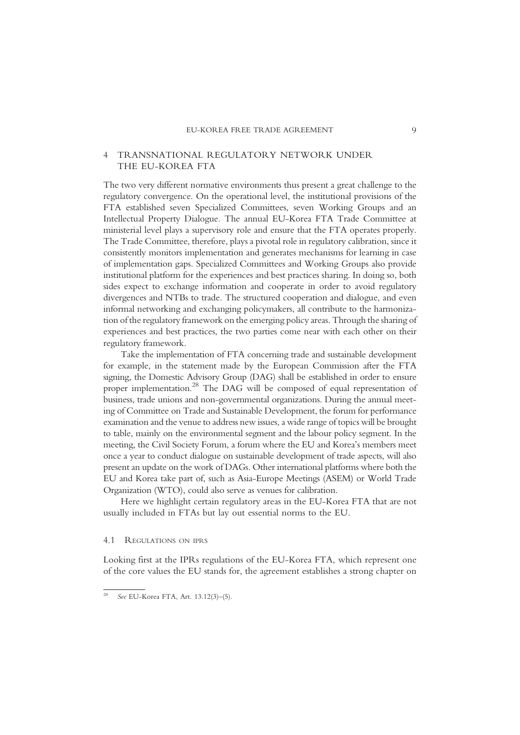## 4 TRANSNATIONAL REGULATORY NETWORK UNDER THE EU-KOREA FTA

The two very different normative environments thus present a great challenge to the regulatory convergence. On the operational level, the institutional provisions of the FTA established seven Specialized Committees, seven Working Groups and an Intellectual Property Dialogue. The annual EU-Korea FTA Trade Committee at ministerial level plays a supervisory role and ensure that the FTA operates properly. The Trade Committee, therefore, plays a pivotal role in regulatory calibration, since it consistently monitors implementation and generates mechanisms for learning in case of implementation gaps. Specialized Committees and Working Groups also provide institutional platform for the experiences and best practices sharing. In doing so, both sides expect to exchange information and cooperate in order to avoid regulatory divergences and NTBs to trade. The structured cooperation and dialogue, and even informal networking and exchanging policymakers, all contribute to the harmonization of the regulatory framework on the emerging policy areas. Through the sharing of experiences and best practices, the two parties come near with each other on their regulatory framework.

Take the implementation of FTA concerning trade and sustainable development for example, in the statement made by the European Commission after the FTA signing, the Domestic Advisory Group (DAG) shall be established in order to ensure proper implementation.[28] The DAG will be composed of equal representation of business, trade unions and non-governmental organizations. During the annual meeting of Committee on Trade and Sustainable Development, the forum for performance examination and the venue to address new issues, a wide range of topics will be brought to table, mainly on the environmental segment and the labour policy segment. In the meeting, the Civil Society Forum, a forum where the EU and Korea's members meet once a year to conduct dialogue on sustainable development of trade aspects, will also present an update on the work of DAGs. Other international platforms where both the EU and Korea take part of, such as Asia-Europe Meetings (ASEM) or World Trade Organization (WTO), could also serve as venues for calibration.

Here we highlight certain regulatory areas in the EU-Korea FTA that are not usually included in FTAs but lay out essential norms to the EU.

### 4.1 Regulations on IPRs

Looking first at the IPRs regulations of the EU-Korea FTA, which represent one of the core values the EU stands for, the agreement establishes a strong chapter on

---

[28] *See* EU-Korea FTA, Art. 13.12(3)–(5).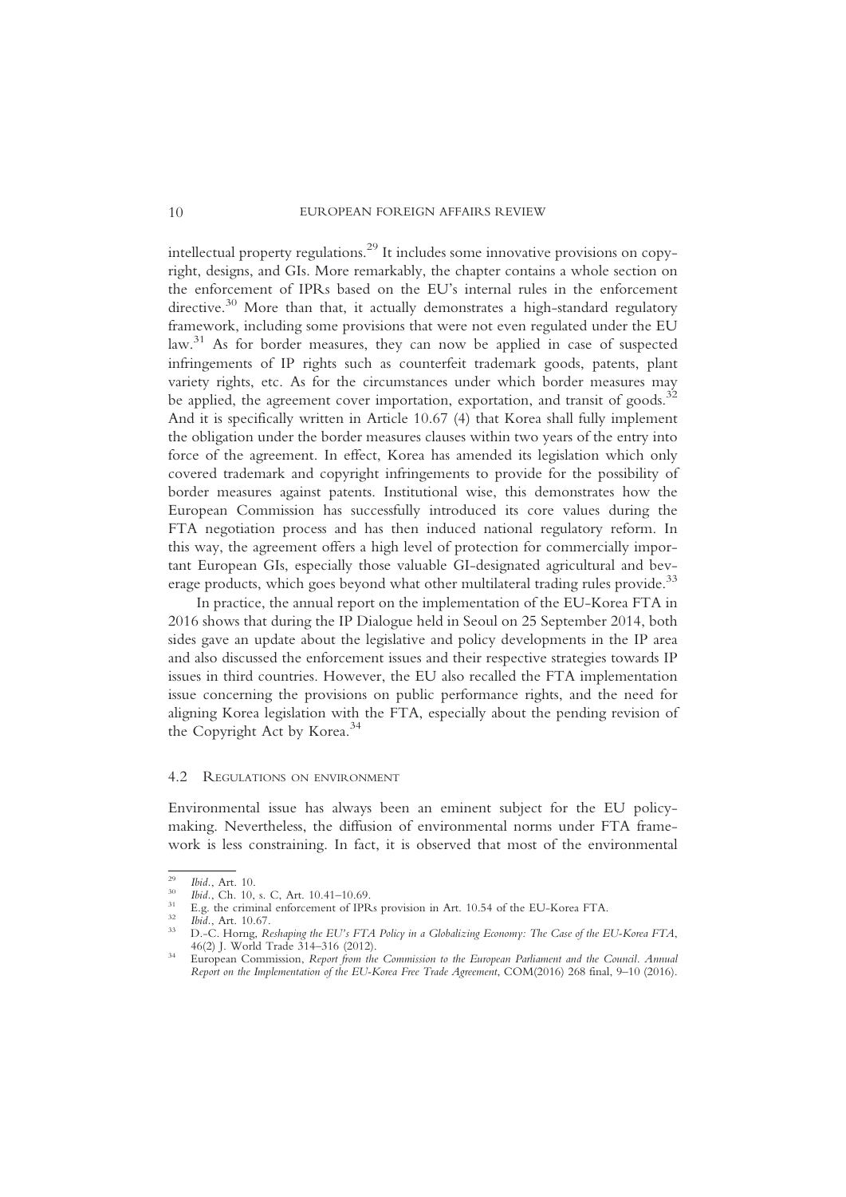intellectual property regulations.[29] It includes some innovative provisions on copyright, designs, and GIs. More remarkably, the chapter contains a whole section on the enforcement of IPRs based on the EU's internal rules in the enforcement directive.[30] More than that, it actually demonstrates a high-standard regulatory framework, including some provisions that were not even regulated under the EU law.[31] As for border measures, they can now be applied in case of suspected infringements of IP rights such as counterfeit trademark goods, patents, plant variety rights, etc. As for the circumstances under which border measures may be applied, the agreement cover importation, exportation, and transit of goods.[32] And it is specifically written in Article 10.67 (4) that Korea shall fully implement the obligation under the border measures clauses within two years of the entry into force of the agreement. In effect, Korea has amended its legislation which only covered trademark and copyright infringements to provide for the possibility of border measures against patents. Institutional wise, this demonstrates how the European Commission has successfully introduced its core values during the FTA negotiation process and has then induced national regulatory reform. In this way, the agreement offers a high level of protection for commercially important European GIs, especially those valuable GI-designated agricultural and beverage products, which goes beyond what other multilateral trading rules provide.[33]

In practice, the annual report on the implementation of the EU-Korea FTA in 2016 shows that during the IP Dialogue held in Seoul on 25 September 2014, both sides gave an update about the legislative and policy developments in the IP area and also discussed the enforcement issues and their respective strategies towards IP issues in third countries. However, the EU also recalled the FTA implementation issue concerning the provisions on public performance rights, and the need for aligning Korea legislation with the FTA, especially about the pending revision of the Copyright Act by Korea.[34]

### 4.2 Regulations on environment

Environmental issue has always been an eminent subject for the EU policy-making. Nevertheless, the diffusion of environmental norms under FTA framework is less constraining. In fact, it is observed that most of the environmental

---

[29] *Ibid*., Art. 10.

[30] *Ibid*., Ch. 10, s. C, Art. 10.41–10.69.

[31] E.g. the criminal enforcement of IPRs provision in Art. 10.54 of the EU-Korea FTA.

[32] *Ibid*., Art. 10.67.

[33] D.-C. Horng, *Reshaping the EU's FTA Policy in a Globalizing Economy: The Case of the EU-Korea FTA*, 46(2) J. World Trade 314–316 (2012).

[34] European Commission, *Report from the Commission to the European Parliament and the Council. Annual Report on the Implementation of the EU-Korea Free Trade Agreement*, COM(2016) 268 final, 9–10 (2016).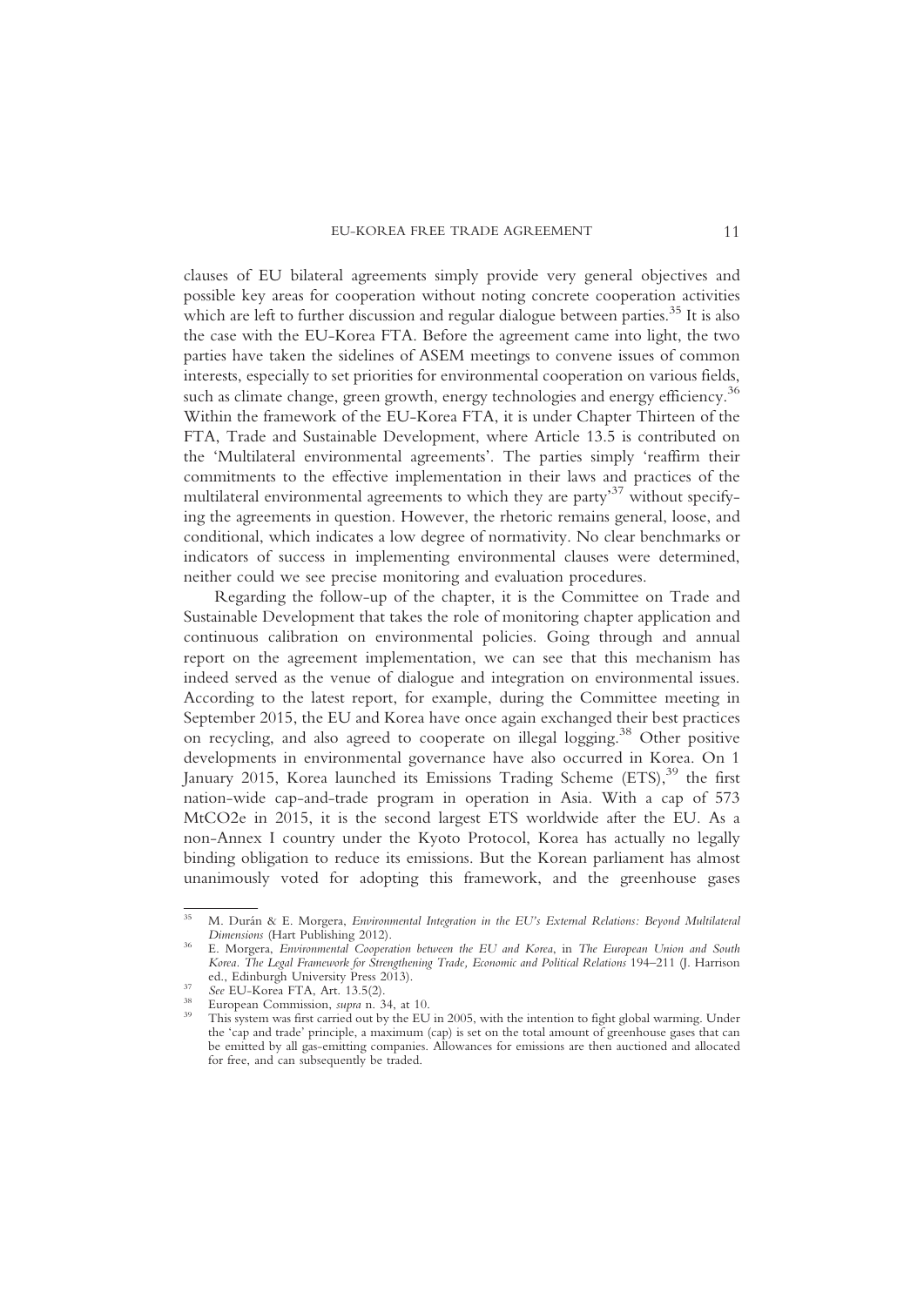clauses of EU bilateral agreements simply provide very general objectives and possible key areas for cooperation without noting concrete cooperation activities which are left to further discussion and regular dialogue between parties.[35] It is also the case with the EU-Korea FTA. Before the agreement came into light, the two parties have taken the sidelines of ASEM meetings to convene issues of common interests, especially to set priorities for environmental cooperation on various fields, such as climate change, green growth, energy technologies and energy efficiency.[36] Within the framework of the EU-Korea FTA, it is under Chapter Thirteen of the FTA, Trade and Sustainable Development, where Article 13.5 is contributed on the 'Multilateral environmental agreements'. The parties simply 'reaffirm their commitments to the effective implementation in their laws and practices of the multilateral environmental agreements to which they are party'[37] without specifying the agreements in question. However, the rhetoric remains general, loose, and conditional, which indicates a low degree of normativity. No clear benchmarks or indicators of success in implementing environmental clauses were determined, neither could we see precise monitoring and evaluation procedures.

Regarding the follow-up of the chapter, it is the Committee on Trade and Sustainable Development that takes the role of monitoring chapter application and continuous calibration on environmental policies. Going through and annual report on the agreement implementation, we can see that this mechanism has indeed served as the venue of dialogue and integration on environmental issues. According to the latest report, for example, during the Committee meeting in September 2015, the EU and Korea have once again exchanged their best practices on recycling, and also agreed to cooperate on illegal logging.[38] Other positive developments in environmental governance have also occurred in Korea. On 1 January 2015, Korea launched its Emissions Trading Scheme (ETS),[39] the first nation-wide cap-and-trade program in operation in Asia. With a cap of 573 MtCO2e in 2015, it is the second largest ETS worldwide after the EU. As a non-Annex I country under the Kyoto Protocol, Korea has actually no legally binding obligation to reduce its emissions. But the Korean parliament has almost unanimously voted for adopting this framework, and the greenhouse gases

---

[35] M. Durán & E. Morgera, *Environmental Integration in the EU's External Relations: Beyond Multilateral Dimensions* (Hart Publishing 2012).

[36] E. Morgera, *Environmental Cooperation between the EU and Korea*, in *The European Union and South Korea. The Legal Framework for Strengthening Trade, Economic and Political Relations* 194–211 (J. Harrison ed., Edinburgh University Press 2013).

[37] *See* EU-Korea FTA, Art. 13.5(2).

[38] European Commission, *supra* n. 34, at 10.

[39] This system was first carried out by the EU in 2005, with the intention to fight global warming. Under the 'cap and trade' principle, a maximum (cap) is set on the total amount of greenhouse gases that can be emitted by all gas-emitting companies. Allowances for emissions are then auctioned and allocated for free, and can subsequently be traded.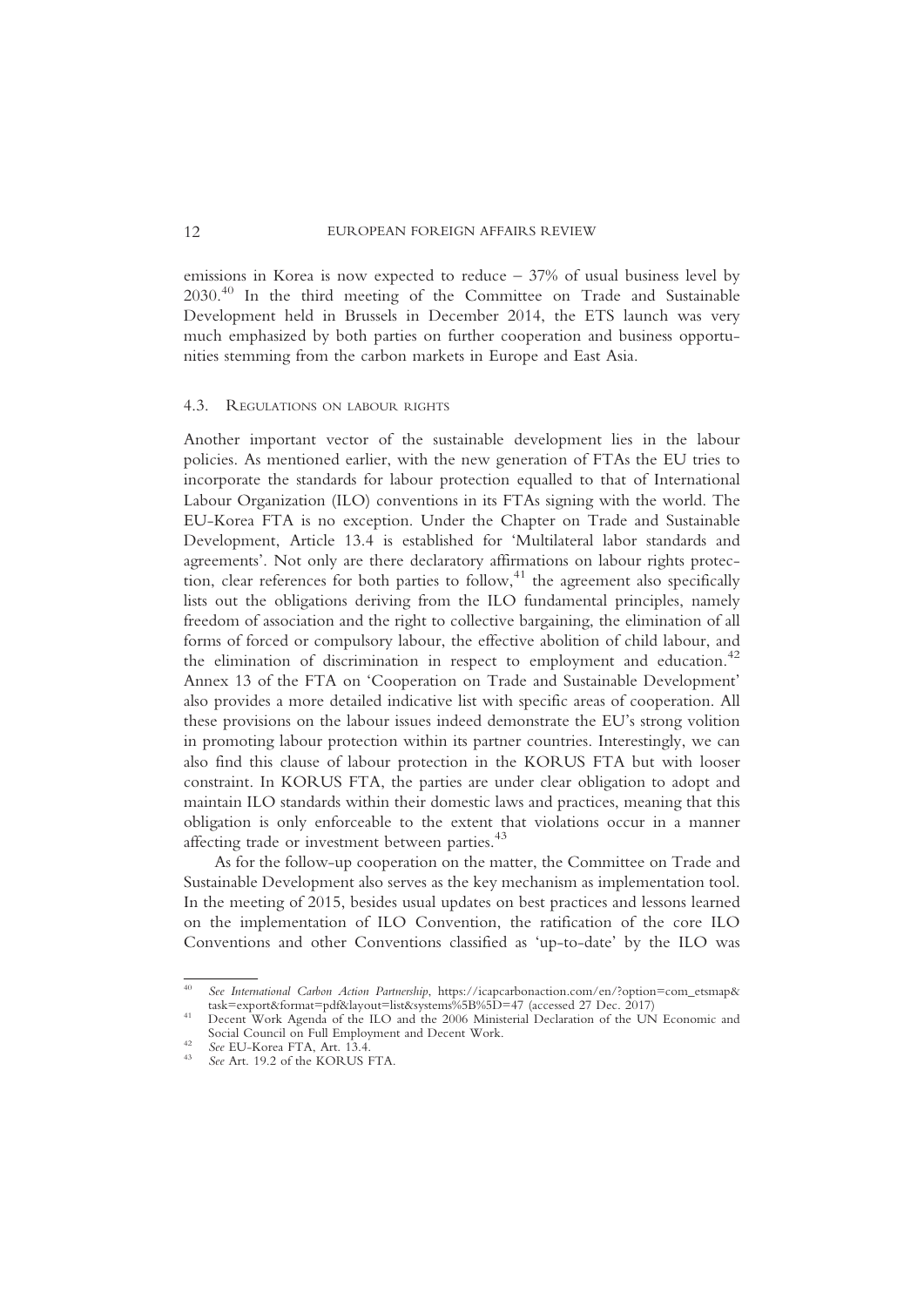emissions in Korea is now expected to reduce – 37% of usual business level by 2030.[40] In the third meeting of the Committee on Trade and Sustainable Development held in Brussels in December 2014, the ETS launch was very much emphasized by both parties on further cooperation and business opportunities stemming from the carbon markets in Europe and East Asia.

### 4.3. Regulations on labour rights

Another important vector of the sustainable development lies in the labour policies. As mentioned earlier, with the new generation of FTAs the EU tries to incorporate the standards for labour protection equalled to that of International Labour Organization (ILO) conventions in its FTAs signing with the world. The EU-Korea FTA is no exception. Under the Chapter on Trade and Sustainable Development, Article 13.4 is established for 'Multilateral labor standards and agreements'. Not only are there declaratory affirmations on labour rights protection, clear references for both parties to follow,[41] the agreement also specifically lists out the obligations deriving from the ILO fundamental principles, namely freedom of association and the right to collective bargaining, the elimination of all forms of forced or compulsory labour, the effective abolition of child labour, and the elimination of discrimination in respect to employment and education.[42] Annex 13 of the FTA on 'Cooperation on Trade and Sustainable Development' also provides a more detailed indicative list with specific areas of cooperation. All these provisions on the labour issues indeed demonstrate the EU's strong volition in promoting labour protection within its partner countries. Interestingly, we can also find this clause of labour protection in the KORUS FTA but with looser constraint. In KORUS FTA, the parties are under clear obligation to adopt and maintain ILO standards within their domestic laws and practices, meaning that this obligation is only enforceable to the extent that violations occur in a manner affecting trade or investment between parties.[43]

As for the follow-up cooperation on the matter, the Committee on Trade and Sustainable Development also serves as the key mechanism as implementation tool. In the meeting of 2015, besides usual updates on best practices and lessons learned on the implementation of ILO Convention, the ratification of the core ILO Conventions and other Conventions classified as 'up-to-date' by the ILO was

---

[40] *See International Carbon Action Partnership*, https://icapcarbonaction.com/en/?option=com_etsmap&task=export&format=pdf&layout=list&systems%5B%5D=47 (accessed 27 Dec. 2017)

[41] Decent Work Agenda of the ILO and the 2006 Ministerial Declaration of the UN Economic and Social Council on Full Employment and Decent Work.

[42] *See* EU-Korea FTA, Art. 13.4.

[43] *See* Art. 19.2 of the KORUS FTA.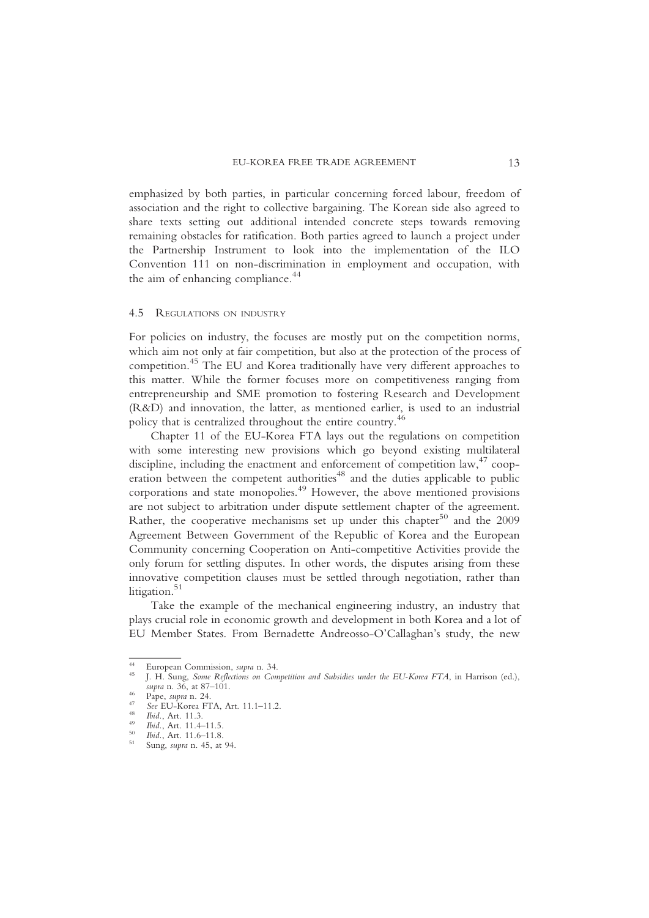emphasized by both parties, in particular concerning forced labour, freedom of association and the right to collective bargaining. The Korean side also agreed to share texts setting out additional intended concrete steps towards removing remaining obstacles for ratification. Both parties agreed to launch a project under the Partnership Instrument to look into the implementation of the ILO Convention 111 on non-discrimination in employment and occupation, with the aim of enhancing compliance.[44]

### 4.5 Regulations on industry

For policies on industry, the focuses are mostly put on the competition norms, which aim not only at fair competition, but also at the protection of the process of competition.[45] The EU and Korea traditionally have very different approaches to this matter. While the former focuses more on competitiveness ranging from entrepreneurship and SME promotion to fostering Research and Development (R&D) and innovation, the latter, as mentioned earlier, is used to an industrial policy that is centralized throughout the entire country.[46]

Chapter 11 of the EU-Korea FTA lays out the regulations on competition with some interesting new provisions which go beyond existing multilateral discipline, including the enactment and enforcement of competition law,[47] cooperation between the competent authorities[48] and the duties applicable to public corporations and state monopolies.[49] However, the above mentioned provisions are not subject to arbitration under dispute settlement chapter of the agreement. Rather, the cooperative mechanisms set up under this chapter[50] and the 2009 Agreement Between Government of the Republic of Korea and the European Community concerning Cooperation on Anti-competitive Activities provide the only forum for settling disputes. In other words, the disputes arising from these innovative competition clauses must be settled through negotiation, rather than litigation.[51]

Take the example of the mechanical engineering industry, an industry that plays crucial role in economic growth and development in both Korea and a lot of EU Member States. From Bernadette Andreosso-O'Callaghan's study, the new

---

[44] European Commission, *supra* n. 34.

[45] J. H. Sung, *Some Reflections on Competition and Subsidies under the EU-Korea FTA*, in Harrison (ed.), *supra* n. 36, at 87–101.

[46] Pape, *supra* n. 24.

[47] *See* EU-Korea FTA, Art. 11.1–11.2.

[48] *Ibid.*, Art. 11.3.

[49] *Ibid.*, Art. 11.4–11.5.

[50] *Ibid.*, Art. 11.6–11.8.

[51] Sung, *supra* n. 45, at 94.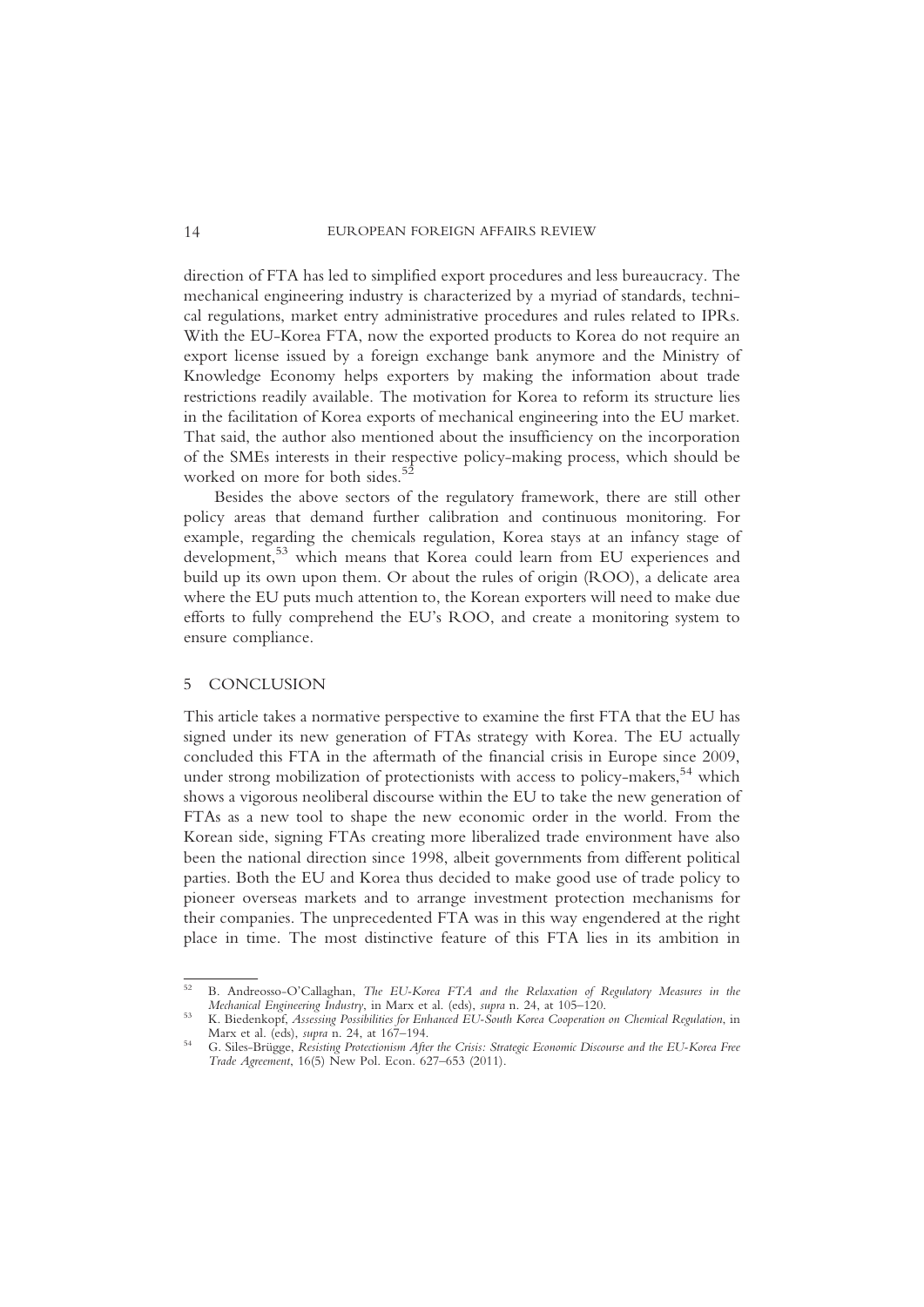direction of FTA has led to simplified export procedures and less bureaucracy. The mechanical engineering industry is characterized by a myriad of standards, technical regulations, market entry administrative procedures and rules related to IPRs. With the EU-Korea FTA, now the exported products to Korea do not require an export license issued by a foreign exchange bank anymore and the Ministry of Knowledge Economy helps exporters by making the information about trade restrictions readily available. The motivation for Korea to reform its structure lies in the facilitation of Korea exports of mechanical engineering into the EU market. That said, the author also mentioned about the insufficiency on the incorporation of the SMEs interests in their respective policy-making process, which should be worked on more for both sides.[52]

Besides the above sectors of the regulatory framework, there are still other policy areas that demand further calibration and continuous monitoring. For example, regarding the chemicals regulation, Korea stays at an infancy stage of development,[53] which means that Korea could learn from EU experiences and build up its own upon them. Or about the rules of origin (ROO), a delicate area where the EU puts much attention to, the Korean exporters will need to make due efforts to fully comprehend the EU's ROO, and create a monitoring system to ensure compliance.

## 5 CONCLUSION

This article takes a normative perspective to examine the first FTA that the EU has signed under its new generation of FTAs strategy with Korea. The EU actually concluded this FTA in the aftermath of the financial crisis in Europe since 2009, under strong mobilization of protectionists with access to policy-makers,[54] which shows a vigorous neoliberal discourse within the EU to take the new generation of FTAs as a new tool to shape the new economic order in the world. From the Korean side, signing FTAs creating more liberalized trade environment have also been the national direction since 1998, albeit governments from different political parties. Both the EU and Korea thus decided to make good use of trade policy to pioneer overseas markets and to arrange investment protection mechanisms for their companies. The unprecedented FTA was in this way engendered at the right place in time. The most distinctive feature of this FTA lies in its ambition in

---

[52] B. Andreosso-O'Callaghan, *The EU-Korea FTA and the Relaxation of Regulatory Measures in the Mechanical Engineering Industry*, in Marx et al. (eds), *supra* n. 24, at 105–120.

[53] K. Biedenkopf, *Assessing Possibilities for Enhanced EU-South Korea Cooperation on Chemical Regulation*, in Marx et al. (eds), *supra* n. 24, at 167–194.

[54] G. Siles-Brügge, *Resisting Protectionism After the Crisis: Strategic Economic Discourse and the EU-Korea Free Trade Agreement*, 16(5) New Pol. Econ. 627–653 (2011).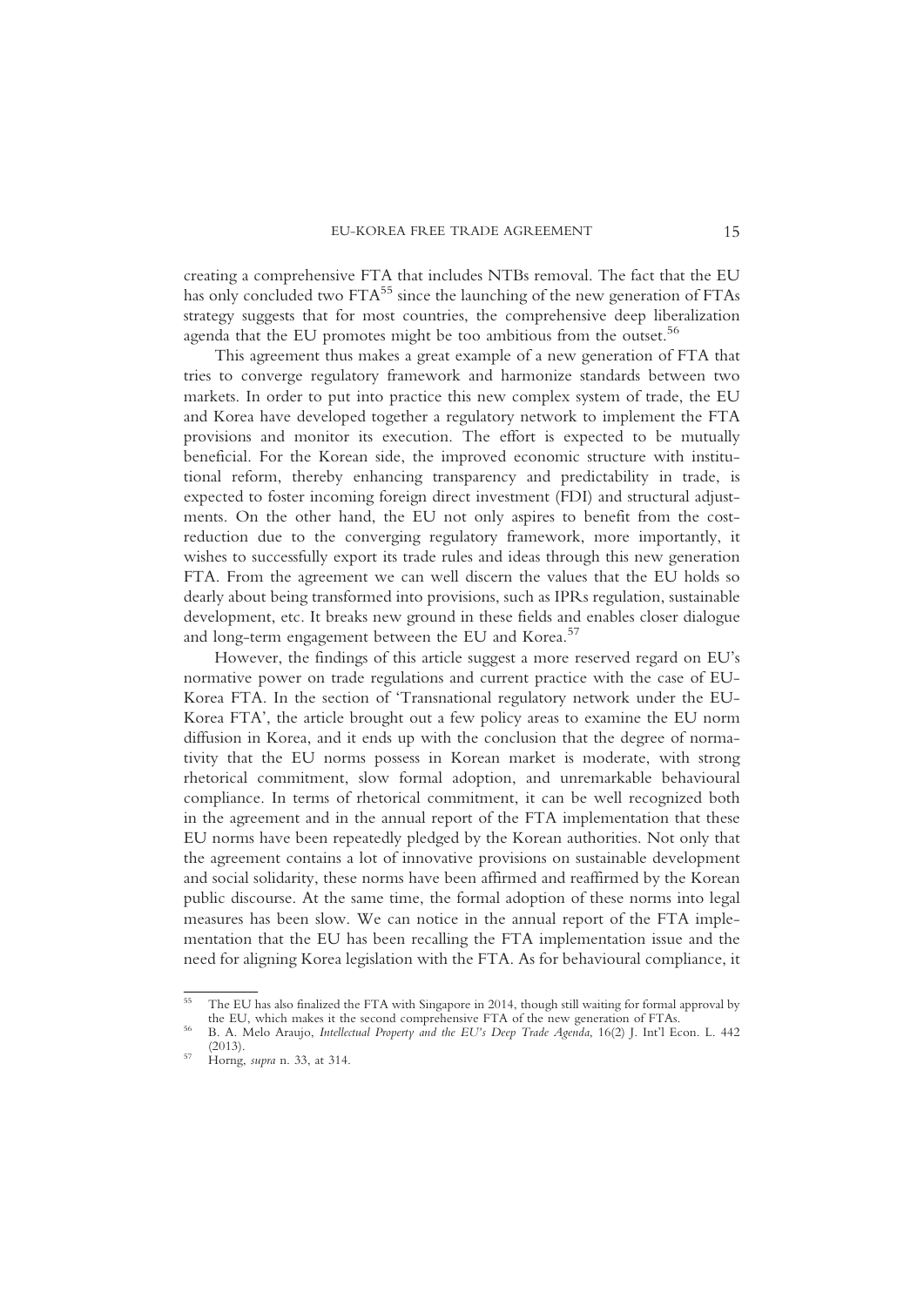creating a comprehensive FTA that includes NTBs removal. The fact that the EU has only concluded two FTA[55] since the launching of the new generation of FTAs strategy suggests that for most countries, the comprehensive deep liberalization agenda that the EU promotes might be too ambitious from the outset.[56]

This agreement thus makes a great example of a new generation of FTA that tries to converge regulatory framework and harmonize standards between two markets. In order to put into practice this new complex system of trade, the EU and Korea have developed together a regulatory network to implement the FTA provisions and monitor its execution. The effort is expected to be mutually beneficial. For the Korean side, the improved economic structure with institutional reform, thereby enhancing transparency and predictability in trade, is expected to foster incoming foreign direct investment (FDI) and structural adjustments. On the other hand, the EU not only aspires to benefit from the cost-reduction due to the converging regulatory framework, more importantly, it wishes to successfully export its trade rules and ideas through this new generation FTA. From the agreement we can well discern the values that the EU holds so dearly about being transformed into provisions, such as IPRs regulation, sustainable development, etc. It breaks new ground in these fields and enables closer dialogue and long-term engagement between the EU and Korea.[57]

However, the findings of this article suggest a more reserved regard on EU's normative power on trade regulations and current practice with the case of EU-Korea FTA. In the section of 'Transnational regulatory network under the EU-Korea FTA', the article brought out a few policy areas to examine the EU norm diffusion in Korea, and it ends up with the conclusion that the degree of normativity that the EU norms possess in Korean market is moderate, with strong rhetorical commitment, slow formal adoption, and unremarkable behavioural compliance. In terms of rhetorical commitment, it can be well recognized both in the agreement and in the annual report of the FTA implementation that these EU norms have been repeatedly pledged by the Korean authorities. Not only that the agreement contains a lot of innovative provisions on sustainable development and social solidarity, these norms have been affirmed and reaffirmed by the Korean public discourse. At the same time, the formal adoption of these norms into legal measures has been slow. We can notice in the annual report of the FTA implementation that the EU has been recalling the FTA implementation issue and the need for aligning Korea legislation with the FTA. As for behavioural compliance, it

---

[55] The EU has also finalized the FTA with Singapore in 2014, though still waiting for formal approval by the EU, which makes it the second comprehensive FTA of the new generation of FTAs.

[56] B. A. Melo Araujo, *Intellectual Property and the EU's Deep Trade Agenda*, 16(2) J. Int'l Econ. L. 442 (2013).

[57] Horng, *supra* n. 33, at 314.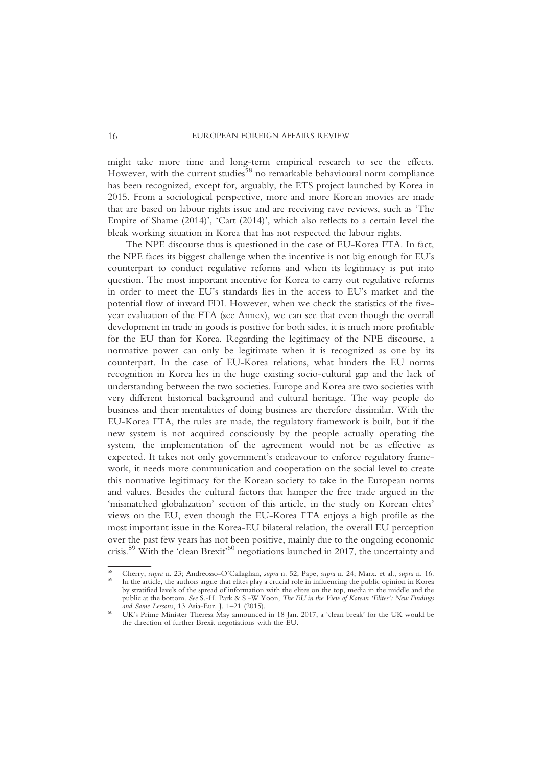might take more time and long-term empirical research to see the effects. However, with the current studies[58] no remarkable behavioural norm compliance has been recognized, except for, arguably, the ETS project launched by Korea in 2015. From a sociological perspective, more and more Korean movies are made that are based on labour rights issue and are receiving rave reviews, such as 'The Empire of Shame (2014)', 'Cart (2014)', which also reflects to a certain level the bleak working situation in Korea that has not respected the labour rights.

The NPE discourse thus is questioned in the case of EU-Korea FTA. In fact, the NPE faces its biggest challenge when the incentive is not big enough for EU's counterpart to conduct regulative reforms and when its legitimacy is put into question. The most important incentive for Korea to carry out regulative reforms in order to meet the EU's standards lies in the access to EU's market and the potential flow of inward FDI. However, when we check the statistics of the five-year evaluation of the FTA (see Annex), we can see that even though the overall development in trade in goods is positive for both sides, it is much more profitable for the EU than for Korea. Regarding the legitimacy of the NPE discourse, a normative power can only be legitimate when it is recognized as one by its counterpart. In the case of EU-Korea relations, what hinders the EU norms recognition in Korea lies in the huge existing socio-cultural gap and the lack of understanding between the two societies. Europe and Korea are two societies with very different historical background and cultural heritage. The way people do business and their mentalities of doing business are therefore dissimilar. With the EU-Korea FTA, the rules are made, the regulatory framework is built, but if the new system is not acquired consciously by the people actually operating the system, the implementation of the agreement would not be as effective as expected. It takes not only government's endeavour to enforce regulatory framework, it needs more communication and cooperation on the social level to create this normative legitimacy for the Korean society to take in the European norms and values. Besides the cultural factors that hamper the free trade argued in the 'mismatched globalization' section of this article, in the study on Korean elites' views on the EU, even though the EU-Korea FTA enjoys a high profile as the most important issue in the Korea-EU bilateral relation, the overall EU perception over the past few years has not been positive, mainly due to the ongoing economic crisis.[59] With the 'clean Brexit'[60] negotiations launched in 2017, the uncertainty and

---

[58] Cherry, *supra* n. 23; Andreosso-O'Callaghan, *supra* n. 52; Pape, *supra* n. 24; Marx. et al., *supra* n. 16.

[59] In the article, the authors argue that elites play a crucial role in influencing the public opinion in Korea by stratified levels of the spread of information with the elites on the top, media in the middle and the public at the bottom. *See* S.-H. Park & S.-W Yoon, *The EU in the View of Korean 'Elites': New Findings and Some Lessons*, 13 Asia-Eur. J. 1–21 (2015).

[60] UK's Prime Minister Theresa May announced in 18 Jan. 2017, a 'clean break' for the UK would be the direction of further Brexit negotiations with the EU.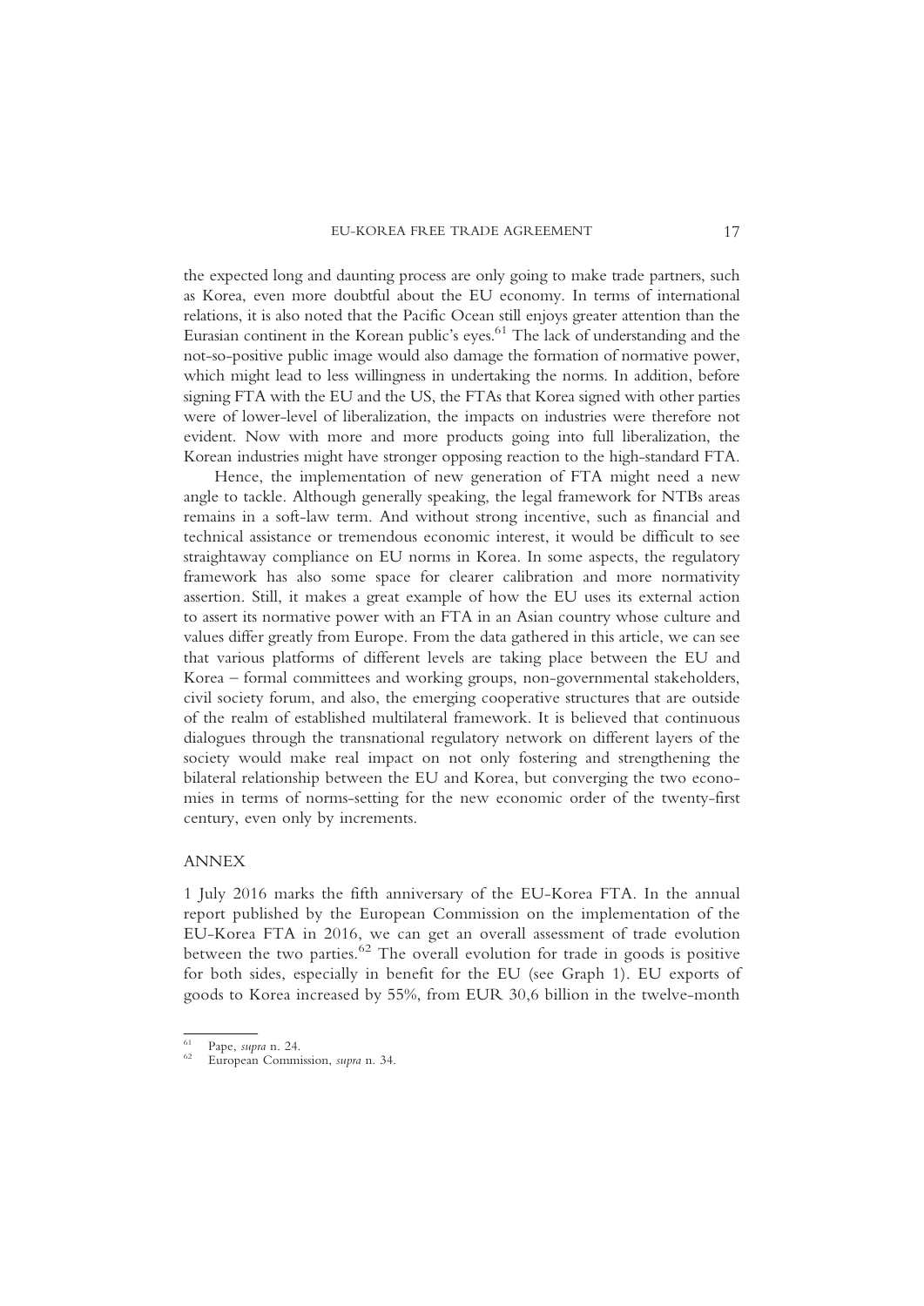the expected long and daunting process are only going to make trade partners, such as Korea, even more doubtful about the EU economy. In terms of international relations, it is also noted that the Pacific Ocean still enjoys greater attention than the Eurasian continent in the Korean public's eyes.[61] The lack of understanding and the not-so-positive public image would also damage the formation of normative power, which might lead to less willingness in undertaking the norms. In addition, before signing FTA with the EU and the US, the FTAs that Korea signed with other parties were of lower-level of liberalization, the impacts on industries were therefore not evident. Now with more and more products going into full liberalization, the Korean industries might have stronger opposing reaction to the high-standard FTA.

Hence, the implementation of new generation of FTA might need a new angle to tackle. Although generally speaking, the legal framework for NTBs areas remains in a soft-law term. And without strong incentive, such as financial and technical assistance or tremendous economic interest, it would be difficult to see straightaway compliance on EU norms in Korea. In some aspects, the regulatory framework has also some space for clearer calibration and more normativity assertion. Still, it makes a great example of how the EU uses its external action to assert its normative power with an FTA in an Asian country whose culture and values differ greatly from Europe. From the data gathered in this article, we can see that various platforms of different levels are taking place between the EU and Korea – formal committees and working groups, non-governmental stakeholders, civil society forum, and also, the emerging cooperative structures that are outside of the realm of established multilateral framework. It is believed that continuous dialogues through the transnational regulatory network on different layers of the society would make real impact on not only fostering and strengthening the bilateral relationship between the EU and Korea, but converging the two economies in terms of norms-setting for the new economic order of the twenty-first century, even only by increments.

## ANNEX

1 July 2016 marks the fifth anniversary of the EU-Korea FTA. In the annual report published by the European Commission on the implementation of the EU-Korea FTA in 2016, we can get an overall assessment of trade evolution between the two parties.[62] The overall evolution for trade in goods is positive for both sides, especially in benefit for the EU (see Graph 1). EU exports of goods to Korea increased by 55%, from EUR 30,6 billion in the twelve-month

[61] Pape, *supra* n. 24.

[62] European Commission, *supra* n. 34.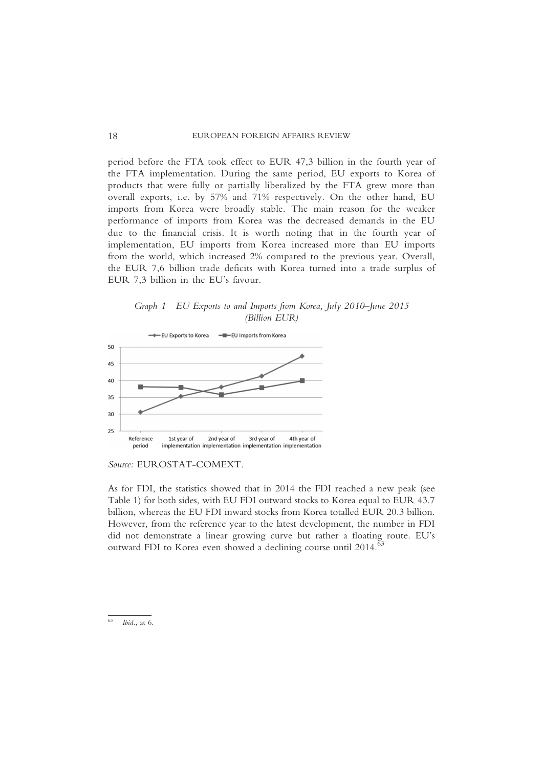period before the FTA took effect to EUR 47,3 billion in the fourth year of the FTA implementation. During the same period, EU exports to Korea of products that were fully or partially liberalized by the FTA grew more than overall exports, i.e. by 57% and 71% respectively. On the other hand, EU imports from Korea were broadly stable. The main reason for the weaker performance of imports from Korea was the decreased demands in the EU due to the financial crisis. It is worth noting that in the fourth year of implementation, EU imports from Korea increased more than EU imports from the world, which increased 2% compared to the previous year. Overall, the EUR 7,6 billion trade deficits with Korea turned into a trade surplus of EUR 7,3 billion in the EU's favour.

*Graph 1 EU Exports to and Imports from Korea, July 2010–June 2015 (Billion EUR)*

*Source:* EUROSTAT-COMEXT.

As for FDI, the statistics showed that in 2014 the FDI reached a new peak (see Table 1) for both sides, with EU FDI outward stocks to Korea equal to EUR 43.7 billion, whereas the EU FDI inward stocks from Korea totalled EUR 20.3 billion. However, from the reference year to the latest development, the number in FDI did not demonstrate a linear growing curve but rather a floating route. EU's outward FDI to Korea even showed a declining course until 2014.[63]

[63] *Ibid.*, at 6.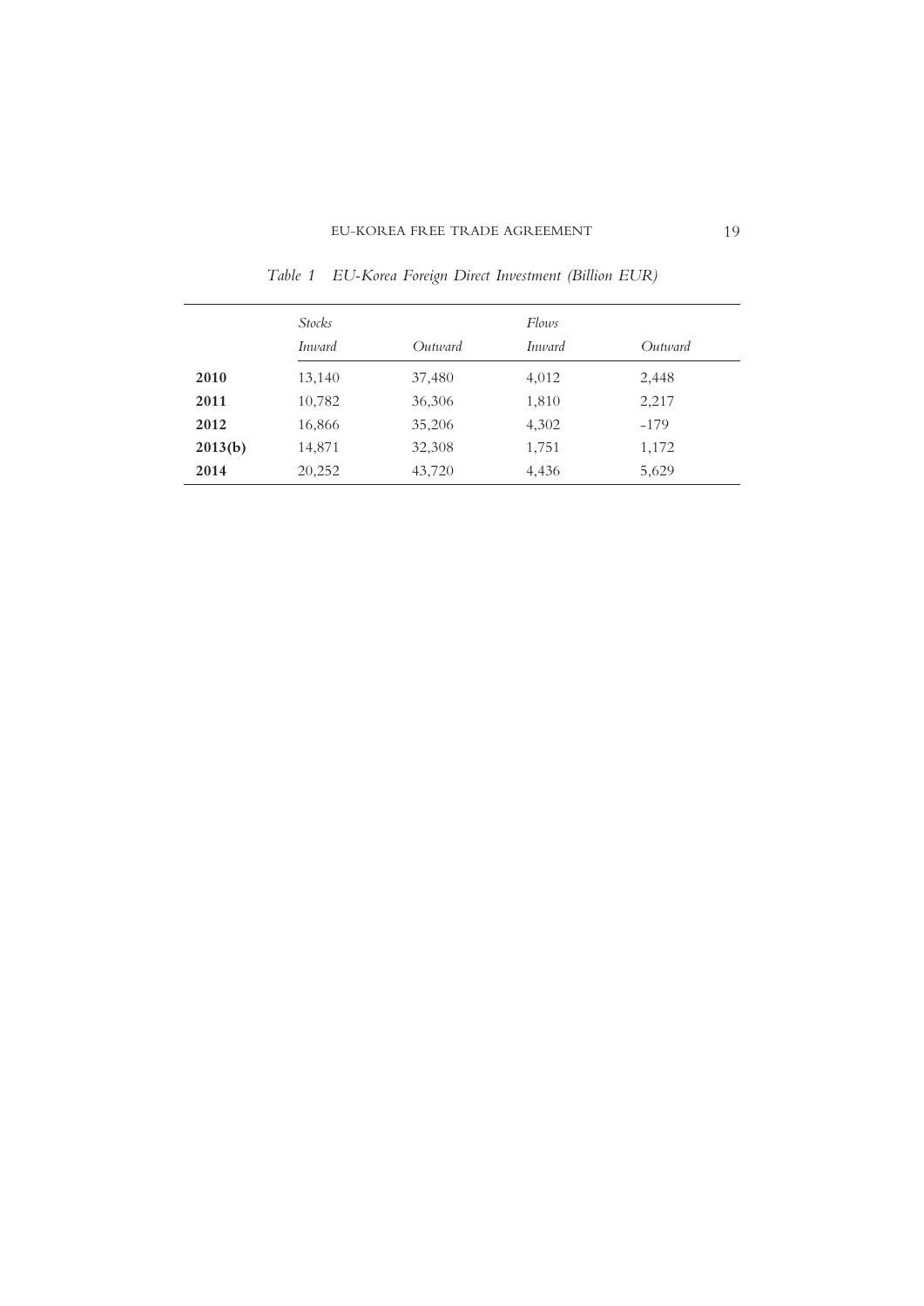*Table 1 EU-Korea Foreign Direct Investment (Billion EUR)*

| | *Stocks* | | *Flows* | |
|---|---|---|---|---|
| | *Inward* | *Outward* | *Inward* | *Outward* |
| **2010** | 13,140 | 37,480 | 4,012 | 2,448 |
| **2011** | 10,782 | 36,306 | 1,810 | 2,217 |
| **2012** | 16,866 | 35,206 | 4,302 | -179 |
| **2013(b)** | 14,871 | 32,308 | 1,751 | 1,172 |
| **2014** | 20,252 | 43,720 | 4,436 | 5,629 |